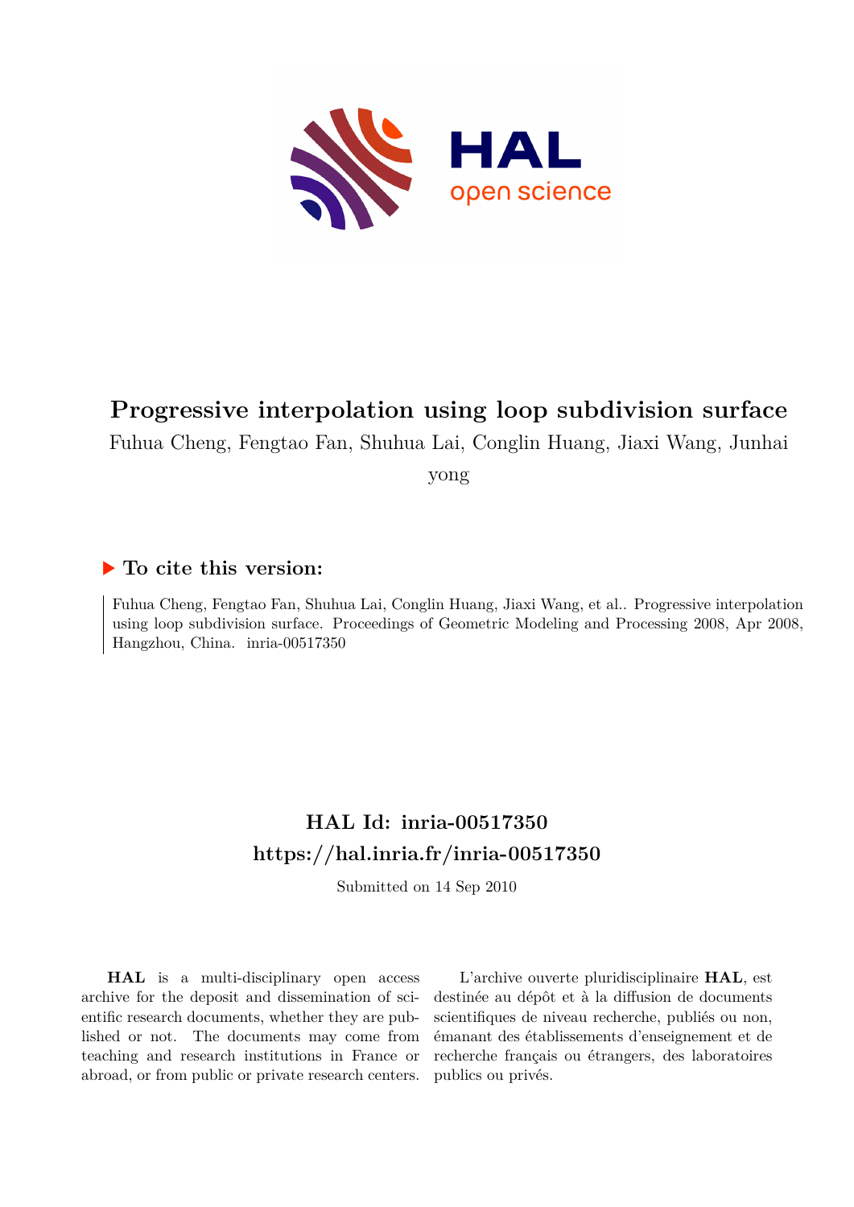# Progressive interpolation using loop subdivision surface

Fuhua Cheng, Fengtao Fan, Shuhua Lai, Conglin Huang, Jiaxi Wang, Junhai yong

## ▶ To cite this version:

Fuhua Cheng, Fengtao Fan, Shuhua Lai, Conglin Huang, Jiaxi Wang, et al.. Progressive interpolation using loop subdivision surface. Proceedings of Geometric Modeling and Processing 2008, Apr 2008, Hangzhou, China. inria-00517350

## HAL Id: inria-00517350

## https://hal.inria.fr/inria-00517350

Submitted on 14 Sep 2010

**HAL** is a multi-disciplinary open access archive for the deposit and dissemination of scientific research documents, whether they are published or not. The documents may come from teaching and research institutions in France or abroad, or from public or private research centers.

L'archive ouverte pluridisciplinaire **HAL**, est destinée au dépôt et à la diffusion de documents scientifiques de niveau recherche, publiés ou non, émanant des établissements d'enseignement et de recherche français ou étrangers, des laboratoires publics ou privés.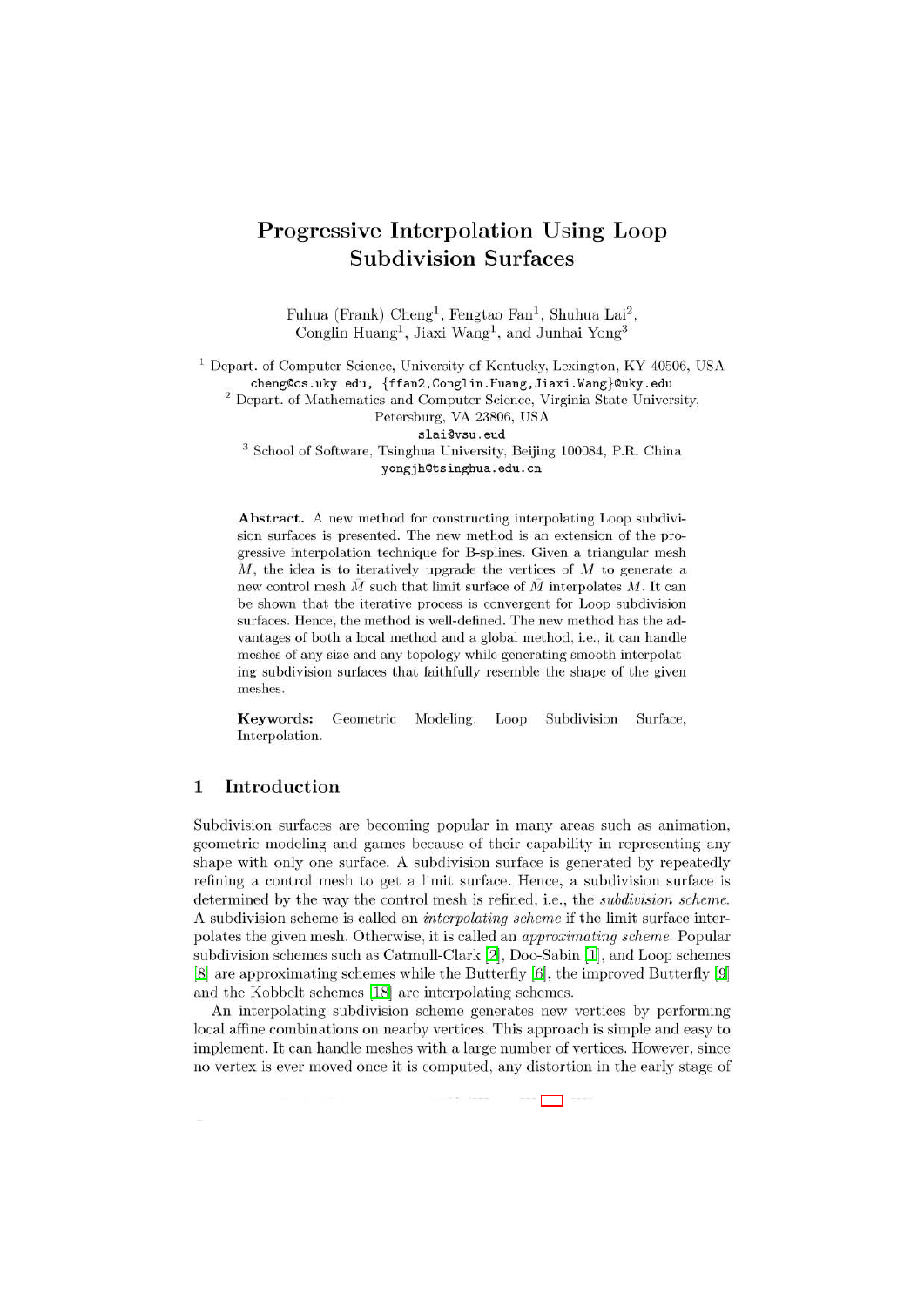# Progressive Interpolation Using Loop Subdivision Surfaces

Fuhua (Frank) Cheng[1], Fengtao Fan[1], Shuhua Lai[2], Conglin Huang[1], Jiaxi Wang[1], and Junhai Yong[3]

[1] Depart. of Computer Science, University of Kentucky, Lexington, KY 40506, USA
cheng@cs.uky.edu, {ffan2,Conglin.Huang,Jiaxi.Wang}@uky.edu

[2] Depart. of Mathematics and Computer Science, Virginia State University, Petersburg, VA 23806, USA
slai@vsu.eud

[3] School of Software, Tsinghua University, Beijing 100084, P.R. China
yongjh@tsinghua.edu.cn

**Abstract.** A new method for constructing interpolating Loop subdivision surfaces is presented. The new method is an extension of the progressive interpolation technique for B-splines. Given a triangular mesh $M$, the idea is to iteratively upgrade the vertices of $M$ to generate a new control mesh $\bar{M}$ such that limit surface of $\bar{M}$ interpolates $M$. It can be shown that the iterative process is convergent for Loop subdivision surfaces. Hence, the method is well-defined. The new method has the advantages of both a local method and a global method, i.e., it can handle meshes of any size and any topology while generating smooth interpolating subdivision surfaces that faithfully resemble the shape of the given meshes.

**Keywords:** Geometric Modeling, Loop Subdivision Surface, Interpolation.

## 1 Introduction

Subdivision surfaces are becoming popular in many areas such as animation, geometric modeling and games because of their capability in representing any shape with only one surface. A subdivision surface is generated by repeatedly refining a control mesh to get a limit surface. Hence, a subdivision surface is determined by the way the control mesh is refined, i.e., the *subdivision scheme*. A subdivision scheme is called an *interpolating scheme* if the limit surface interpolates the given mesh. Otherwise, it is called an *approximating scheme*. Popular subdivision schemes such as Catmull-Clark [2], Doo-Sabin [1], and Loop schemes [8] are approximating schemes while the Butterfly [6], the improved Butterfly [9] and the Kobbelt schemes [18] are interpolating schemes.

An interpolating subdivision scheme generates new vertices by performing local affine combinations on nearby vertices. This approach is simple and easy to implement. It can handle meshes with a large number of vertices. However, since no vertex is ever moved once it is computed, any distortion in the early stage of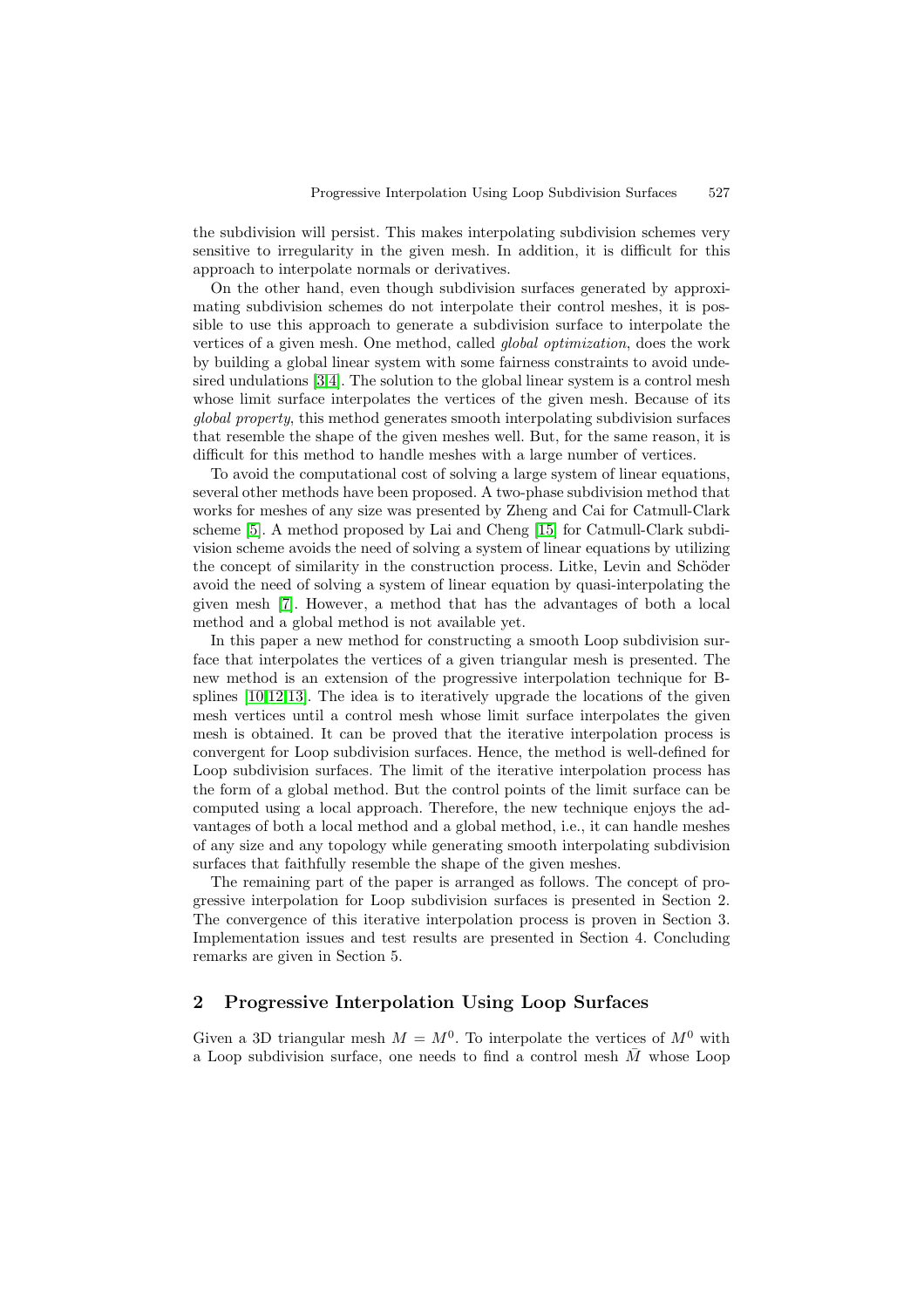the subdivision will persist. This makes interpolating subdivision schemes very sensitive to irregularity in the given mesh. In addition, it is difficult for this approach to interpolate normals or derivatives.

On the other hand, even though subdivision surfaces generated by approximating subdivision schemes do not interpolate their control meshes, it is possible to use this approach to generate a subdivision surface to interpolate the vertices of a given mesh. One method, called *global optimization*, does the work by building a global linear system with some fairness constraints to avoid undesired undulations [3,4]. The solution to the global linear system is a control mesh whose limit surface interpolates the vertices of the given mesh. Because of its *global property*, this method generates smooth interpolating subdivision surfaces that resemble the shape of the given meshes well. But, for the same reason, it is difficult for this method to handle meshes with a large number of vertices.

To avoid the computational cost of solving a large system of linear equations, several other methods have been proposed. A two-phase subdivision method that works for meshes of any size was presented by Zheng and Cai for Catmull-Clark scheme [5]. A method proposed by Lai and Cheng [15] for Catmull-Clark subdivision scheme avoids the need of solving a system of linear equations by utilizing the concept of similarity in the construction process. Litke, Levin and Schöder avoid the need of solving a system of linear equation by quasi-interpolating the given mesh [7]. However, a method that has the advantages of both a local method and a global method is not available yet.

In this paper a new method for constructing a smooth Loop subdivision surface that interpolates the vertices of a given triangular mesh is presented. The new method is an extension of the progressive interpolation technique for B-splines [10,12,13]. The idea is to iteratively upgrade the locations of the given mesh vertices until a control mesh whose limit surface interpolates the given mesh is obtained. It can be proved that the iterative interpolation process is convergent for Loop subdivision surfaces. Hence, the method is well-defined for Loop subdivision surfaces. The limit of the iterative interpolation process has the form of a global method. But the control points of the limit surface can be computed using a local approach. Therefore, the new technique enjoys the advantages of both a local method and a global method, i.e., it can handle meshes of any size and any topology while generating smooth interpolating subdivision surfaces that faithfully resemble the shape of the given meshes.

The remaining part of the paper is arranged as follows. The concept of progressive interpolation for Loop subdivision surfaces is presented in Section 2. The convergence of this iterative interpolation process is proven in Section 3. Implementation issues and test results are presented in Section 4. Concluding remarks are given in Section 5.

## 2 Progressive Interpolation Using Loop Surfaces

Given a 3D triangular mesh $M = M^0$. To interpolate the vertices of $M^0$ with a Loop subdivision surface, one needs to find a control mesh $\bar{M}$ whose Loop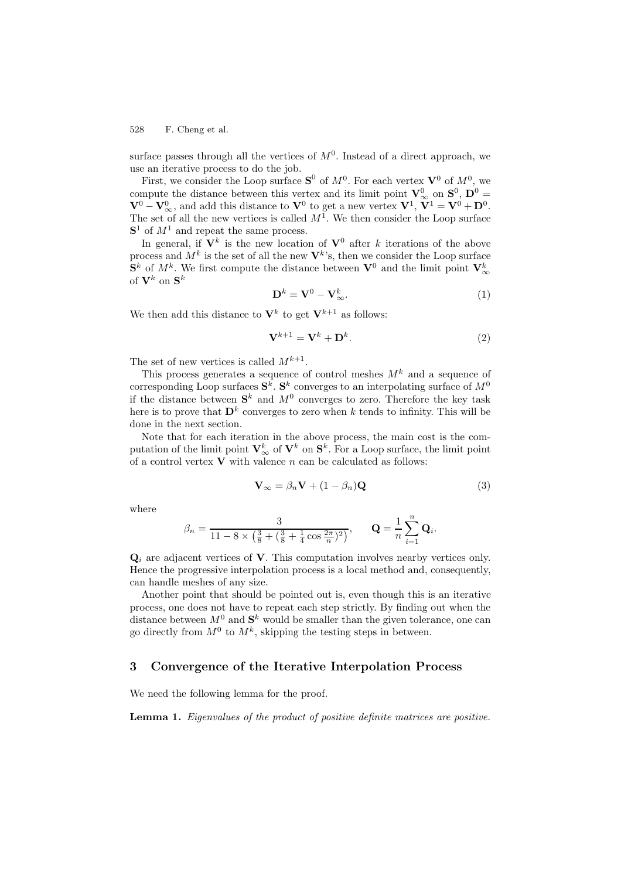surface passes through all the vertices of $M^0$. Instead of a direct approach, we use an iterative process to do the job.

First, we consider the Loop surface $\mathbf{S}^0$ of $M^0$. For each vertex $\mathbf{V}^0$ of $M^0$, we compute the distance between this vertex and its limit point $\mathbf{V}^0_\infty$ on $\mathbf{S}^0$, $\mathbf{D}^0 = \mathbf{V}^0 - \mathbf{V}^0_\infty$, and add this distance to $\mathbf{V}^0$ to get a new vertex $\mathbf{V}^1$, $\mathbf{V}^1 = \mathbf{V}^0 + \mathbf{D}^0$. The set of all the new vertices is called $M^1$. We then consider the Loop surface $\mathbf{S}^1$ of $M^1$ and repeat the same process.

In general, if $\mathbf{V}^k$ is the new location of $\mathbf{V}^0$ after $k$ iterations of the above process and $M^k$ is the set of all the new $\mathbf{V}^k$'s, then we consider the Loop surface $\mathbf{S}^k$ of $M^k$. We first compute the distance between $\mathbf{V}^0$ and the limit point $\mathbf{V}^k_\infty$ of $\mathbf{V}^k$ on $\mathbf{S}^k$

$$\mathbf{D}^k = \mathbf{V}^0 - \mathbf{V}^k_\infty. \tag{1}$$

We then add this distance to $\mathbf{V}^k$ to get $\mathbf{V}^{k+1}$ as follows:

$$\mathbf{V}^{k+1} = \mathbf{V}^k + \mathbf{D}^k. \tag{2}$$

The set of new vertices is called $M^{k+1}$.

This process generates a sequence of control meshes $M^k$ and a sequence of corresponding Loop surfaces $\mathbf{S}^k$. $\mathbf{S}^k$ converges to an interpolating surface of $M^0$ if the distance between $\mathbf{S}^k$ and $M^0$ converges to zero. Therefore the key task here is to prove that $\mathbf{D}^k$ converges to zero when $k$ tends to infinity. This will be done in the next section.

Note that for each iteration in the above process, the main cost is the computation of the limit point $\mathbf{V}^k_\infty$ of $\mathbf{V}^k$ on $\mathbf{S}^k$. For a Loop surface, the limit point of a control vertex $\mathbf{V}$ with valence $n$ can be calculated as follows:

$$\mathbf{V}_\infty = \beta_n \mathbf{V} + (1 - \beta_n)\mathbf{Q} \tag{3}$$

where

$$\beta_n = \frac{3}{11 - 8 \times \left(\frac{3}{8} + (\frac{3}{8} + \frac{1}{4}\cos\frac{2\pi}{n})^2\right)}, \qquad \mathbf{Q} = \frac{1}{n}\sum_{i=1}^{n} \mathbf{Q}_i.$$

$\mathbf{Q}_i$ are adjacent vertices of $\mathbf{V}$. This computation involves nearby vertices only. Hence the progressive interpolation process is a local method and, consequently, can handle meshes of any size.

Another point that should be pointed out is, even though this is an iterative process, one does not have to repeat each step strictly. By finding out when the distance between $M^0$ and $\mathbf{S}^k$ would be smaller than the given tolerance, one can go directly from $M^0$ to $M^k$, skipping the testing steps in between.

## 3 Convergence of the Iterative Interpolation Process

We need the following lemma for the proof.

**Lemma 1.** *Eigenvalues of the product of positive definite matrices are positive.*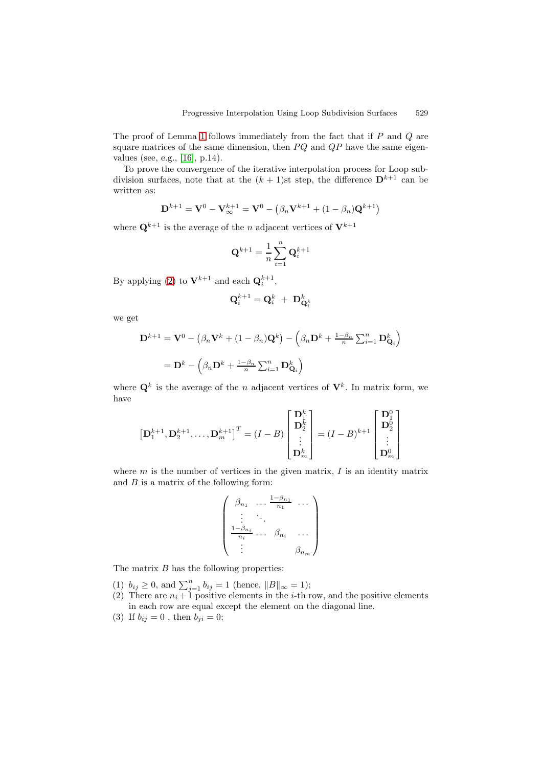The proof of Lemma 1 follows immediately from the fact that if $P$ and $Q$ are square matrices of the same dimension, then $PQ$ and $QP$ have the same eigenvalues (see, e.g., [16], p.14).

To prove the convergence of the iterative interpolation process for Loop subdivision surfaces, note that at the $(k+1)$st step, the difference $\mathbf{D}^{k+1}$ can be written as:

$$\mathbf{D}^{k+1} = \mathbf{V}^0 - \mathbf{V}^{k+1}_{\infty} = \mathbf{V}^0 - \left(\beta_n \mathbf{V}^{k+1} + (1-\beta_n)\mathbf{Q}^{k+1}\right)$$

where $\mathbf{Q}^{k+1}$ is the average of the $n$ adjacent vertices of $\mathbf{V}^{k+1}$

$$\mathbf{Q}^{k+1} = \frac{1}{n}\sum_{i=1}^{n} \mathbf{Q}_i^{k+1}$$

By applying (2) to $\mathbf{V}^{k+1}$ and each $\mathbf{Q}_i^{k+1}$,

$$\mathbf{Q}_i^{k+1} = \mathbf{Q}_i^k \; + \; \mathbf{D}^k_{\mathbf{Q}_i^k}$$

we get

$$\begin{aligned}
\mathbf{D}^{k+1} &= \mathbf{V}^0 - \left(\beta_n \mathbf{V}^k + (1-\beta_n)\mathbf{Q}^k\right) - \left(\beta_n \mathbf{D}^k + \tfrac{1-\beta_n}{n}\textstyle\sum_{i=1}^n \mathbf{D}^k_{\mathbf{Q}_i}\right) \\
&= \mathbf{D}^k - \left(\beta_n \mathbf{D}^k + \tfrac{1-\beta_n}{n}\textstyle\sum_{i=1}^n \mathbf{D}^k_{\mathbf{Q}_i}\right)
\end{aligned}$$

where $\mathbf{Q}^k$ is the average of the $n$ adjacent vertices of $\mathbf{V}^k$. In matrix form, we have

$$\left[\mathbf{D}_1^{k+1}, \mathbf{D}_2^{k+1}, \ldots, \mathbf{D}_m^{k+1}\right]^T = (I-B)\begin{bmatrix}\mathbf{D}_1^k \\ \mathbf{D}_2^k \\ \vdots \\ \mathbf{D}_m^k\end{bmatrix} = (I-B)^{k+1}\begin{bmatrix}\mathbf{D}_1^0 \\ \mathbf{D}_2^0 \\ \vdots \\ \mathbf{D}_m^0\end{bmatrix}$$

where $m$ is the number of vertices in the given matrix, $I$ is an identity matrix and $B$ is a matrix of the following form:

$$\begin{pmatrix}
\beta_{n_1} & \ldots \frac{1-\beta_{n_1}}{n_1} & \ldots \\
\vdots & \ddots & \\
\frac{1-\beta_{n_i}}{n_i} \ldots & \beta_{n_i} & \ldots \\
\vdots & & \beta_{n_m}
\end{pmatrix}$$

The matrix $B$ has the following properties:

1. $b_{ij} \geq 0$, and $\sum_{j=1}^n b_{ij} = 1$ (hence, $\|B\|_\infty = 1$);
2. There are $n_i + 1$ positive elements in the $i$-th row, and the positive elements in each row are equal except the element on the diagonal line.
3. If $b_{ij} = 0$ , then $b_{ji} = 0$;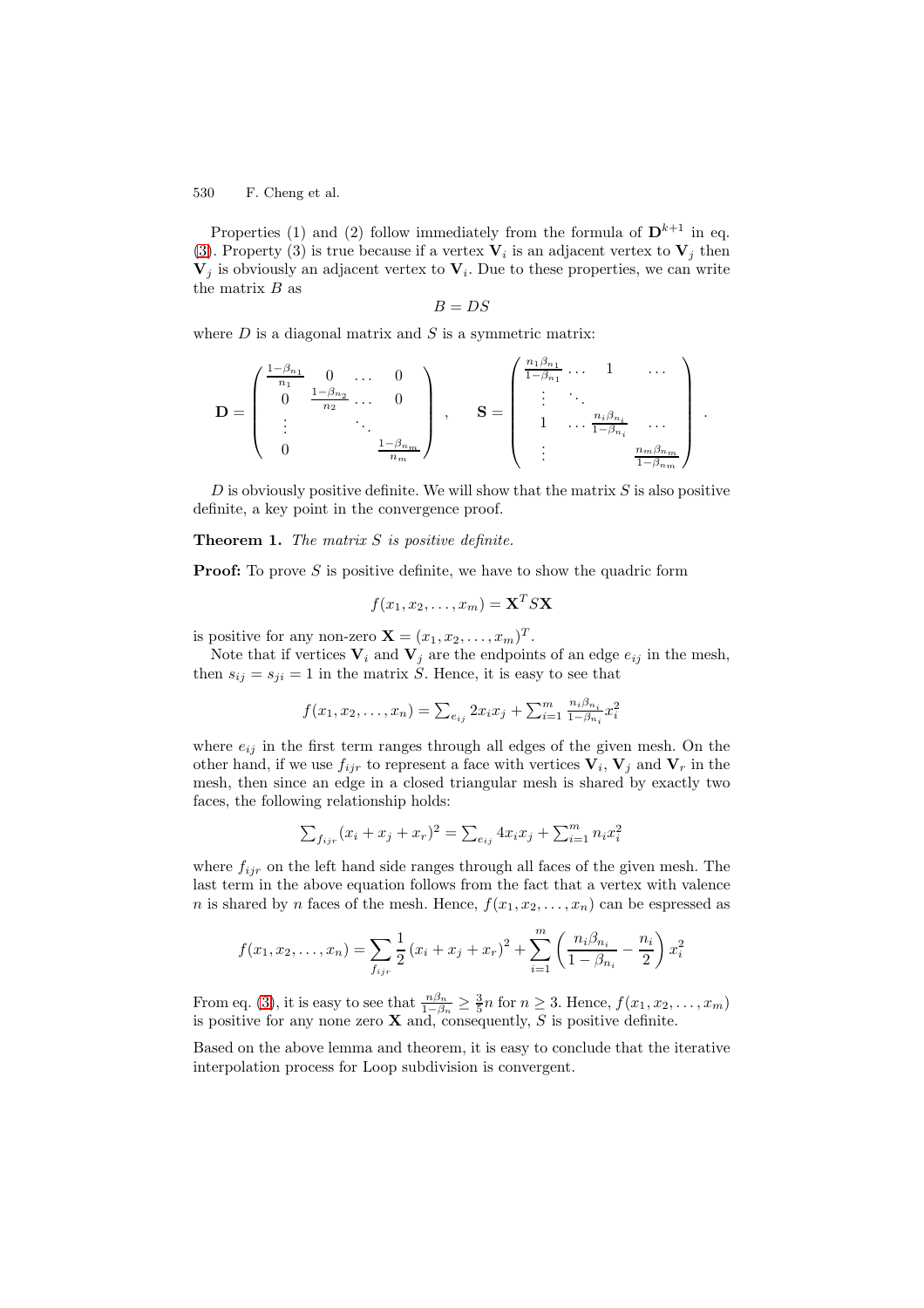Properties (1) and (2) follow immediately from the formula of $\mathbf{D}^{k+1}$ in eq. (3). Property (3) is true because if a vertex $\mathbf{V}_i$ is an adjacent vertex to $\mathbf{V}_j$ then $\mathbf{V}_j$ is obviously an adjacent vertex to $\mathbf{V}_i$. Due to these properties, we can write the matrix $B$ as

$$B = DS$$

where $D$ is a diagonal matrix and $S$ is a symmetric matrix:

$$\mathbf{D} = \begin{pmatrix} \frac{1-\beta_{n_1}}{n_1} & 0 & \dots & 0 \\ 0 & \frac{1-\beta_{n_2}}{n_2} & \dots & 0 \\ \vdots & & \ddots & \\ 0 & & & \frac{1-\beta_{n_m}}{n_m} \end{pmatrix}, \qquad \mathbf{S} = \begin{pmatrix} \frac{n_1\beta_{n_1}}{1-\beta_{n_1}} & \dots & 1 & \dots \\ \vdots & \ddots & & \\ 1 & \dots & \frac{n_i\beta_{n_i}}{1-\beta_{n_i}} & \dots \\ \vdots & & & \frac{n_m\beta_{n_m}}{1-\beta_{n_m}} \end{pmatrix}.$$

$D$ is obviously positive definite. We will show that the matrix $S$ is also positive definite, a key point in the convergence proof.

**Theorem 1.** *The matrix $S$ is positive definite.*

**Proof:** To prove $S$ is positive definite, we have to show the quadric form

$$f(x_1, x_2, \dots, x_m) = \mathbf{X}^T S \mathbf{X}$$

is positive for any non-zero $\mathbf{X} = (x_1, x_2, \dots, x_m)^T$.

Note that if vertices $\mathbf{V}_i$ and $\mathbf{V}_j$ are the endpoints of an edge $e_{ij}$ in the mesh, then $s_{ij} = s_{ji} = 1$ in the matrix $S$. Hence, it is easy to see that

$$f(x_1, x_2, \dots, x_n) = \textstyle\sum_{e_{ij}} 2x_i x_j + \sum_{i=1}^{m} \frac{n_i\beta_{n_i}}{1-\beta_{n_i}} x_i^2$$

where $e_{ij}$ in the first term ranges through all edges of the given mesh. On the other hand, if we use $f_{ijr}$ to represent a face with vertices $\mathbf{V}_i$, $\mathbf{V}_j$ and $\mathbf{V}_r$ in the mesh, then since an edge in a closed triangular mesh is shared by exactly two faces, the following relationship holds:

$$\textstyle\sum_{f_{ijr}} (x_i + x_j + x_r)^2 = \sum_{e_{ij}} 4x_i x_j + \sum_{i=1}^{m} n_i x_i^2$$

where $f_{ijr}$ on the left hand side ranges through all faces of the given mesh. The last term in the above equation follows from the fact that a vertex with valence $n$ is shared by $n$ faces of the mesh. Hence, $f(x_1, x_2, \dots, x_n)$ can be espressed as

$$f(x_1, x_2, \dots, x_n) = \sum_{f_{ijr}} \frac{1}{2} (x_i + x_j + x_r)^2 + \sum_{i=1}^{m} \left( \frac{n_i\beta_{n_i}}{1-\beta_{n_i}} - \frac{n_i}{2} \right) x_i^2$$

From eq. (3), it is easy to see that $\frac{n\beta_n}{1-\beta_n} \geq \frac{3}{5}n$ for $n \geq 3$. Hence, $f(x_1, x_2, \dots, x_m)$ is positive for any none zero $\mathbf{X}$ and, consequently, $S$ is positive definite.

Based on the above lemma and theorem, it is easy to conclude that the iterative interpolation process for Loop subdivision is convergent.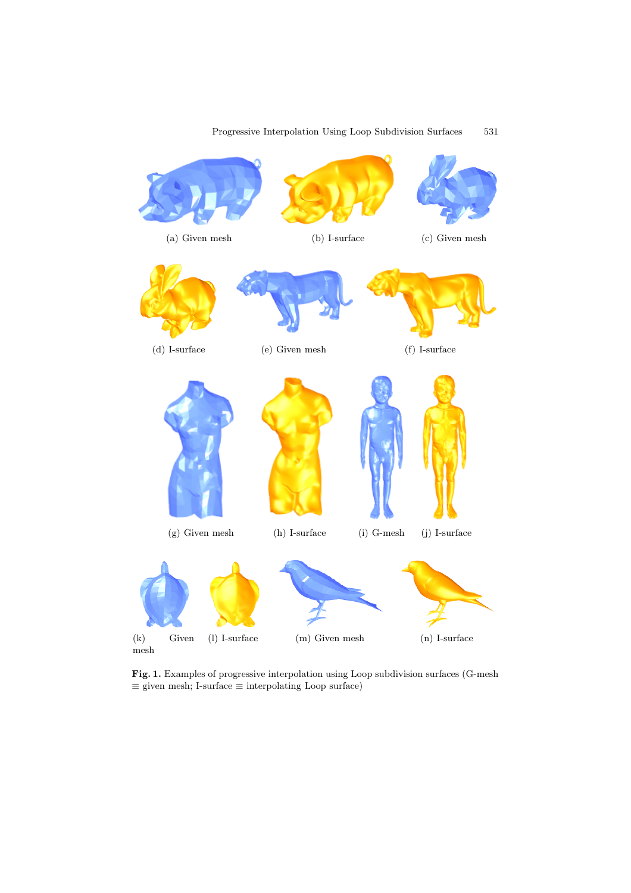(a) Given mesh (b) I-surface (c) Given mesh

(d) I-surface (e) Given mesh (f) I-surface

(g) Given mesh (h) I-surface (i) G-mesh (j) I-surface

(k) Given mesh (l) I-surface (m) Given mesh (n) I-surface

**Fig. 1.** Examples of progressive interpolation using Loop subdivision surfaces (G-mesh $\equiv$ given mesh; I-surface $\equiv$ interpolating Loop surface)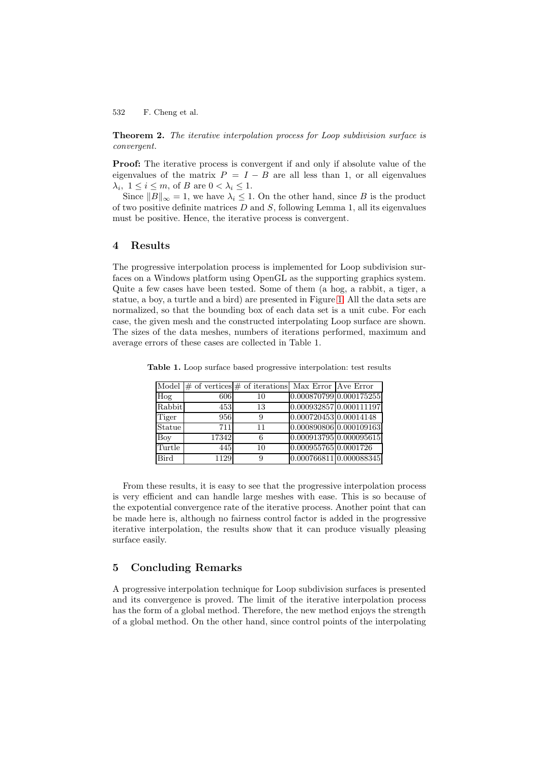**Theorem 2.** *The iterative interpolation process for Loop subdivision surface is convergent.*

**Proof:** The iterative process is convergent if and only if absolute value of the eigenvalues of the matrix $P = I - B$ are all less than 1, or all eigenvalues $\lambda_i$, $1 \le i \le m$, of $B$ are $0 < \lambda_i \le 1$.

Since $\|B\|_\infty = 1$, we have $\lambda_i \le 1$. On the other hand, since $B$ is the product of two positive definite matrices $D$ and $S$, following Lemma 1, all its eigenvalues must be positive. Hence, the iterative process is convergent.

## 4 Results

The progressive interpolation process is implemented for Loop subdivision surfaces on a Windows platform using OpenGL as the supporting graphics system. Quite a few cases have been tested. Some of them (a hog, a rabbit, a tiger, a statue, a boy, a turtle and a bird) are presented in Figure 1. All the data sets are normalized, so that the bounding box of each data set is a unit cube. For each case, the given mesh and the constructed interpolating Loop surface are shown. The sizes of the data meshes, numbers of iterations performed, maximum and average errors of these cases are collected in Table 1.

**Table 1.** Loop surface based progressive interpolation: test results

| Model | # of vertices | # of iterations | Max Error | Ave Error |
|---|---|---|---|---|
| Hog | 606 | 10 | 0.000870799 | 0.000175255 |
| Rabbit | 453 | 13 | 0.000932857 | 0.000111197 |
| Tiger | 956 | 9 | 0.000720453 | 0.00014148 |
| Statue | 711 | 11 | 0.000890806 | 0.000109163 |
| Boy | 17342 | 6 | 0.000913795 | 0.000095615 |
| Turtle | 445 | 10 | 0.000955765 | 0.0001726 |
| Bird | 1129 | 9 | 0.000766811 | 0.000088345 |

From these results, it is easy to see that the progressive interpolation process is very efficient and can handle large meshes with ease. This is so because of the expotential convergence rate of the iterative process. Another point that can be made here is, although no fairness control factor is added in the progressive iterative interpolation, the results show that it can produce visually pleasing surface easily.

## 5 Concluding Remarks

A progressive interpolation technique for Loop subdivision surfaces is presented and its convergence is proved. The limit of the iterative interpolation process has the form of a global method. Therefore, the new method enjoys the strength of a global method. On the other hand, since control points of the interpolating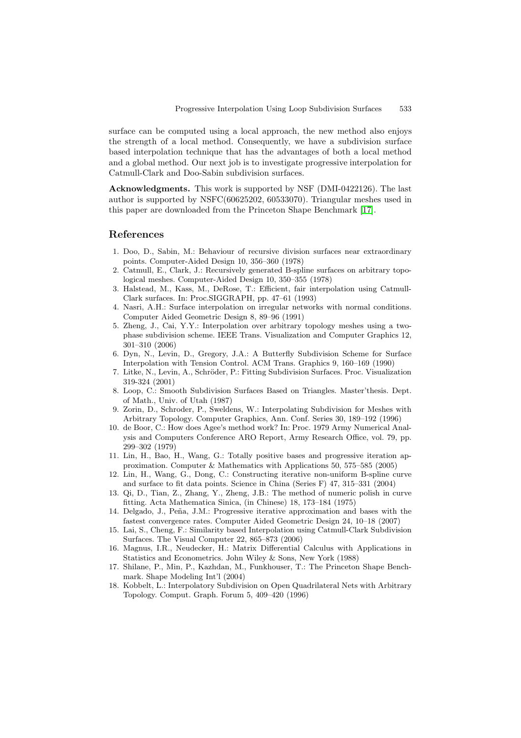surface can be computed using a local approach, the new method also enjoys the strength of a local method. Consequently, we have a subdivision surface based interpolation technique that has the advantages of both a local method and a global method. Our next job is to investigate progressive interpolation for Catmull-Clark and Doo-Sabin subdivision surfaces.

**Acknowledgments.** This work is supported by NSF (DMI-0422126). The last author is supported by NSFC(60625202, 60533070). Triangular meshes used in this paper are downloaded from the Princeton Shape Benchmark [17].

## References

1. Doo, D., Sabin, M.: Behaviour of recursive division surfaces near extraordinary points. Computer-Aided Design 10, 356–360 (1978)
2. Catmull, E., Clark, J.: Recursively generated B-spline surfaces on arbitrary topological meshes. Computer-Aided Design 10, 350–355 (1978)
3. Halstead, M., Kass, M., DeRose, T.: Efficient, fair interpolation using Catmull-Clark surfaces. In: Proc.SIGGRAPH, pp. 47–61 (1993)
4. Nasri, A.H.: Surface interpolation on irregular networks with normal conditions. Computer Aided Geometric Design 8, 89–96 (1991)
5. Zheng, J., Cai, Y.Y.: Interpolation over arbitrary topology meshes using a two-phase subdivision scheme. IEEE Trans. Visualization and Computer Graphics 12, 301–310 (2006)
6. Dyn, N., Levin, D., Gregory, J.A.: A Butterfly Subdivision Scheme for Surface Interpolation with Tension Control. ACM Trans. Graphics 9, 160–169 (1990)
7. Litke, N., Levin, A., Schröder, P.: Fitting Subdivision Surfaces. Proc. Visualization 319-324 (2001)
8. Loop, C.: Smooth Subdivision Surfaces Based on Triangles. Master'thesis. Dept. of Math., Univ. of Utah (1987)
9. Zorin, D., Schroder, P., Sweldens, W.: Interpolating Subdivision for Meshes with Arbitrary Topology. Computer Graphics, Ann. Conf. Series 30, 189–192 (1996)
10. de Boor, C.: How does Agee's method work? In: Proc. 1979 Army Numerical Analysis and Computers Conference ARO Report, Army Research Office, vol. 79, pp. 299–302 (1979)
11. Lin, H., Bao, H., Wang, G.: Totally positive bases and progressive iteration approximation. Computer & Mathematics with Applications 50, 575–585 (2005)
12. Lin, H., Wang, G., Dong, C.: Constructing iterative non-uniform B-spline curve and surface to fit data points. Science in China (Series F) 47, 315–331 (2004)
13. Qi, D., Tian, Z., Zhang, Y., Zheng, J.B.: The method of numeric polish in curve fitting. Acta Mathematica Sinica, (in Chinese) 18, 173–184 (1975)
14. Delgado, J., Peña, J.M.: Progressive iterative approximation and bases with the fastest convergence rates. Computer Aided Geometric Design 24, 10–18 (2007)
15. Lai, S., Cheng, F.: Similarity based Interpolation using Catmull-Clark Subdivision Surfaces. The Visual Computer 22, 865–873 (2006)
16. Magnus, I.R., Neudecker, H.: Matrix Differential Calculus with Applications in Statistics and Econometrics. John Wiley & Sons, New York (1988)
17. Shilane, P., Min, P., Kazhdan, M., Funkhouser, T.: The Princeton Shape Benchmark. Shape Modeling Int'l (2004)
18. Kobbelt, L.: Interpolatory Subdivision on Open Quadrilateral Nets with Arbitrary Topology. Comput. Graph. Forum 5, 409–420 (1996)